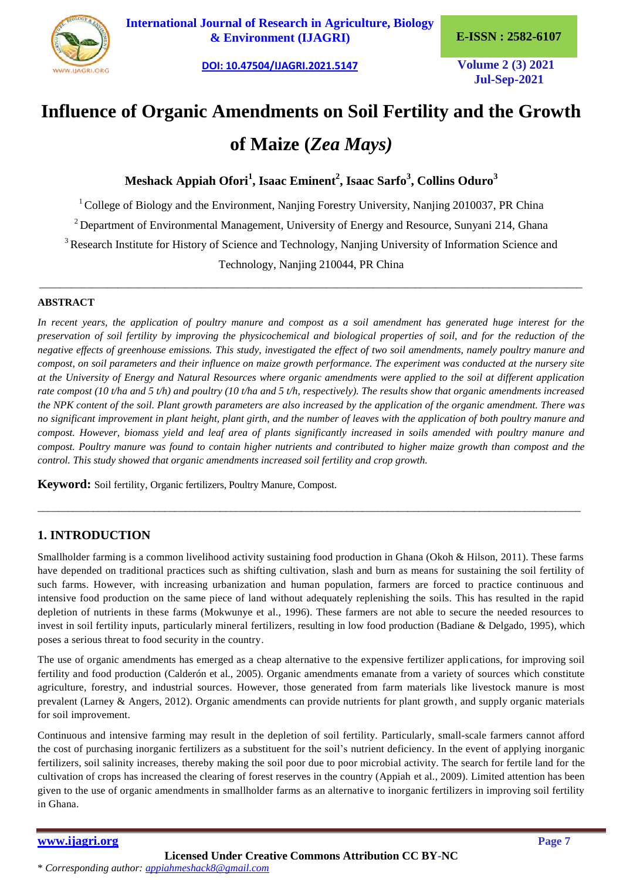# Influence of Organic Amendments on Soil Fertility and the Growth of Maize (*Zea Mays)*

**Meshack Appiah Ofori[1], Isaac Eminent[2], Isaac Sarfo[3], Collins Oduro[3]**

[1] College of Biology and the Environment, Nanjing Forestry University, Nanjing 2010037, PR China

[2] Department of Environmental Management, University of Energy and Resource, Sunyani 214, Ghana

[3] Research Institute for History of Science and Technology, Nanjing University of Information Science and Technology, Nanjing 210044, PR China

---

**ABSTRACT**

*In recent years, the application of poultry manure and compost as a soil amendment has generated huge interest for the preservation of soil fertility by improving the physicochemical and biological properties of soil, and for the reduction of the negative effects of greenhouse emissions. This study, investigated the effect of two soil amendments, namely poultry manure and compost, on soil parameters and their influence on maize growth performance. The experiment was conducted at the nursery site at the University of Energy and Natural Resources where organic amendments were applied to the soil at different application rate compost (10 t/ha and 5 t/h) and poultry (10 t/ha and 5 t/h, respectively). The results show that organic amendments increased the NPK content of the soil. Plant growth parameters are also increased by the application of the organic amendment. There was no significant improvement in plant height, plant girth, and the number of leaves with the application of both poultry manure and compost. However, biomass yield and leaf area of plants significantly increased in soils amended with poultry manure and compost. Poultry manure was found to contain higher nutrients and contributed to higher maize growth than compost and the control. This study showed that organic amendments increased soil fertility and crop growth.*

**Keyword:** Soil fertility, Organic fertilizers, Poultry Manure, Compost.

---

## 1. INTRODUCTION

Smallholder farming is a common livelihood activity sustaining food production in Ghana (Okoh & Hilson, 2011). These farms have depended on traditional practices such as shifting cultivation, slash and burn as means for sustaining the soil fertility of such farms. However, with increasing urbanization and human population, farmers are forced to practice continuous and intensive food production on the same piece of land without adequately replenishing the soils. This has resulted in the rapid depletion of nutrients in these farms (Mokwunye et al., 1996). These farmers are not able to secure the needed resources to invest in soil fertility inputs, particularly mineral fertilizers, resulting in low food production (Badiane & Delgado, 1995), which poses a serious threat to food security in the country.

The use of organic amendments has emerged as a cheap alternative to the expensive fertilizer applications, for improving soil fertility and food production (Calderón et al., 2005). Organic amendments emanate from a variety of sources which constitute agriculture, forestry, and industrial sources. However, those generated from farm materials like livestock manure is most prevalent (Larney & Angers, 2012). Organic amendments can provide nutrients for plant growth, and supply organic materials for soil improvement.

Continuous and intensive farming may result in the depletion of soil fertility. Particularly, small-scale farmers cannot afford the cost of purchasing inorganic fertilizers as a substituent for the soil's nutrient deficiency. In the event of applying inorganic fertilizers, soil salinity increases, thereby making the soil poor due to poor microbial activity. The search for fertile land for the cultivation of crops has increased the clearing of forest reserves in the country (Appiah et al., 2009). Limited attention has been given to the use of organic amendments in smallholder farms as an alternative to inorganic fertilizers in improving soil fertility in Ghana.

\* *Corresponding author: appiahmeshack8@gmail.com*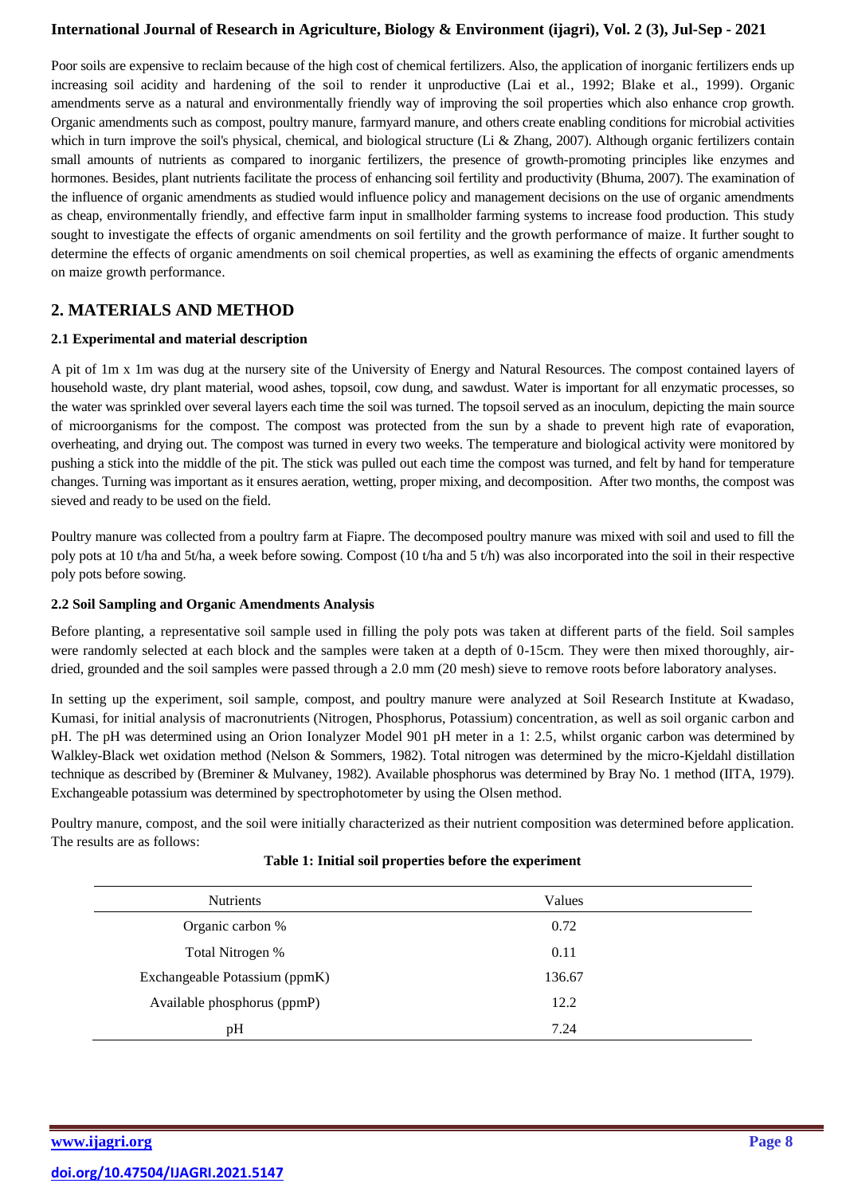Poor soils are expensive to reclaim because of the high cost of chemical fertilizers. Also, the application of inorganic fertilizers ends up increasing soil acidity and hardening of the soil to render it unproductive (Lai et al., 1992; Blake et al., 1999). Organic amendments serve as a natural and environmentally friendly way of improving the soil properties which also enhance crop growth. Organic amendments such as compost, poultry manure, farmyard manure, and others create enabling conditions for microbial activities which in turn improve the soil's physical, chemical, and biological structure (Li & Zhang, 2007). Although organic fertilizers contain small amounts of nutrients as compared to inorganic fertilizers, the presence of growth-promoting principles like enzymes and hormones. Besides, plant nutrients facilitate the process of enhancing soil fertility and productivity (Bhuma, 2007). The examination of the influence of organic amendments as studied would influence policy and management decisions on the use of organic amendments as cheap, environmentally friendly, and effective farm input in smallholder farming systems to increase food production. This study sought to investigate the effects of organic amendments on soil fertility and the growth performance of maize. It further sought to determine the effects of organic amendments on soil chemical properties, as well as examining the effects of organic amendments on maize growth performance.

## 2. MATERIALS AND METHOD

### 2.1 Experimental and material description

A pit of 1m x 1m was dug at the nursery site of the University of Energy and Natural Resources. The compost contained layers of household waste, dry plant material, wood ashes, topsoil, cow dung, and sawdust. Water is important for all enzymatic processes, so the water was sprinkled over several layers each time the soil was turned. The topsoil served as an inoculum, depicting the main source of microorganisms for the compost. The compost was protected from the sun by a shade to prevent high rate of evaporation, overheating, and drying out. The compost was turned in every two weeks. The temperature and biological activity were monitored by pushing a stick into the middle of the pit. The stick was pulled out each time the compost was turned, and felt by hand for temperature changes. Turning was important as it ensures aeration, wetting, proper mixing, and decomposition. After two months, the compost was sieved and ready to be used on the field.

Poultry manure was collected from a poultry farm at Fiapre. The decomposed poultry manure was mixed with soil and used to fill the poly pots at 10 t/ha and 5t/ha, a week before sowing. Compost (10 t/ha and 5 t/h) was also incorporated into the soil in their respective poly pots before sowing.

### 2.2 Soil Sampling and Organic Amendments Analysis

Before planting, a representative soil sample used in filling the poly pots was taken at different parts of the field. Soil samples were randomly selected at each block and the samples were taken at a depth of 0-15cm. They were then mixed thoroughly, air-dried, grounded and the soil samples were passed through a 2.0 mm (20 mesh) sieve to remove roots before laboratory analyses.

In setting up the experiment, soil sample, compost, and poultry manure were analyzed at Soil Research Institute at Kwadaso, Kumasi, for initial analysis of macronutrients (Nitrogen, Phosphorus, Potassium) concentration, as well as soil organic carbon and pH. The pH was determined using an Orion Ionalyzer Model 901 pH meter in a 1: 2.5, whilst organic carbon was determined by Walkley-Black wet oxidation method (Nelson & Sommers, 1982). Total nitrogen was determined by the micro-Kjeldahl distillation technique as described by (Breminer & Mulvaney, 1982). Available phosphorus was determined by Bray No. 1 method (IITA, 1979). Exchangeable potassium was determined by spectrophotometer by using the Olsen method.

Poultry manure, compost, and the soil were initially characterized as their nutrient composition was determined before application. The results are as follows:

**Table 1: Initial soil properties before the experiment**

| Nutrients | Values |
|---|---|
| Organic carbon % | 0.72 |
| Total Nitrogen % | 0.11 |
| Exchangeable Potassium (ppmK) | 136.67 |
| Available phosphorus (ppmP) | 12.2 |
| pH | 7.24 |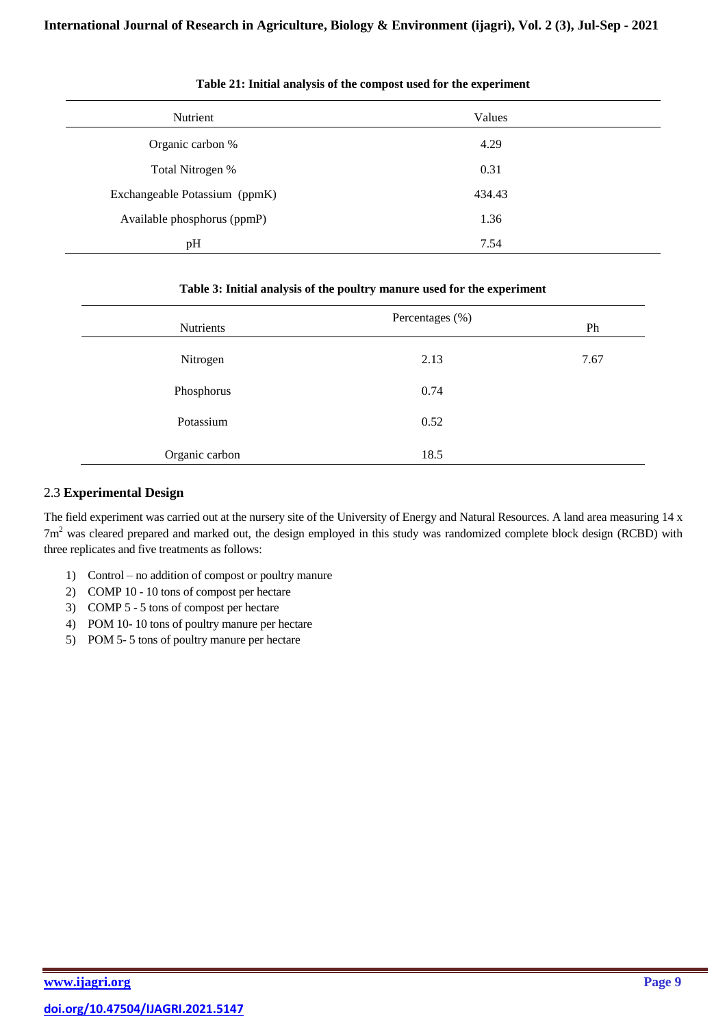**Table 21: Initial analysis of the compost used for the experiment**

| Nutrient | Values |
|---|---|
| Organic carbon % | 4.29 |
| Total Nitrogen % | 0.31 |
| Exchangeable Potassium (ppmK) | 434.43 |
| Available phosphorus (ppmP) | 1.36 |
| pH | 7.54 |

**Table 3: Initial analysis of the poultry manure used for the experiment**

| Nutrients | Percentages (%) | Ph |
|---|---|---|
| Nitrogen | 2.13 | 7.67 |
| Phosphorus | 0.74 | |
| Potassium | 0.52 | |
| Organic carbon | 18.5 | |

## 2.3 **Experimental Design**

The field experiment was carried out at the nursery site of the University of Energy and Natural Resources. A land area measuring 14 x 7m$^2$ was cleared prepared and marked out, the design employed in this study was randomized complete block design (RCBD) with three replicates and five treatments as follows:

1) Control – no addition of compost or poultry manure
2) COMP 10 - 10 tons of compost per hectare
3) COMP 5 - 5 tons of compost per hectare
4) POM 10- 10 tons of poultry manure per hectare
5) POM 5- 5 tons of poultry manure per hectare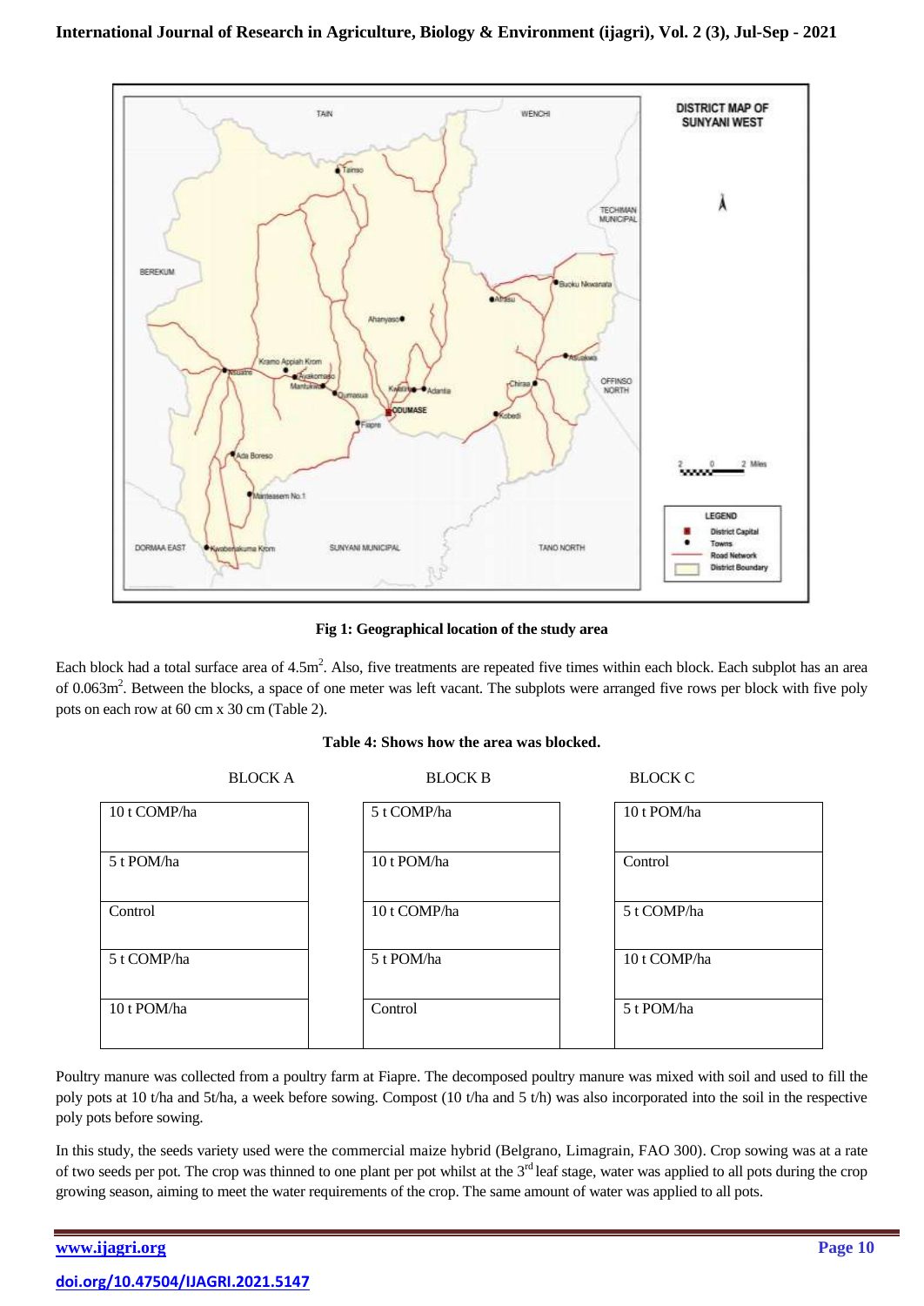Fig 1: Geographical location of the study area

Each block had a total surface area of 4.5m$^2$. Also, five treatments are repeated five times within each block. Each subplot has an area of 0.063m$^2$. Between the blocks, a space of one meter was left vacant. The subplots were arranged five rows per block with five poly pots on each row at 60 cm x 30 cm (Table 2).

**Table 4: Shows how the area was blocked.**

| BLOCK A | BLOCK B | BLOCK C |
|---|---|---|
| 10 t COMP/ha | 5 t COMP/ha | 10 t POM/ha |
| 5 t POM/ha | 10 t POM/ha | Control |
| Control | 10 t COMP/ha | 5 t COMP/ha |
| 5 t COMP/ha | 5 t POM/ha | 10 t COMP/ha |
| 10 t POM/ha | Control | 5 t POM/ha |

Poultry manure was collected from a poultry farm at Fiapre. The decomposed poultry manure was mixed with soil and used to fill the poly pots at 10 t/ha and 5t/ha, a week before sowing. Compost (10 t/ha and 5 t/h) was also incorporated into the soil in the respective poly pots before sowing.

In this study, the seeds variety used were the commercial maize hybrid (Belgrano, Limagrain, FAO 300). Crop sowing was at a rate of two seeds per pot. The crop was thinned to one plant per pot whilst at the 3$^{rd}$ leaf stage, water was applied to all pots during the crop growing season, aiming to meet the water requirements of the crop. The same amount of water was applied to all pots.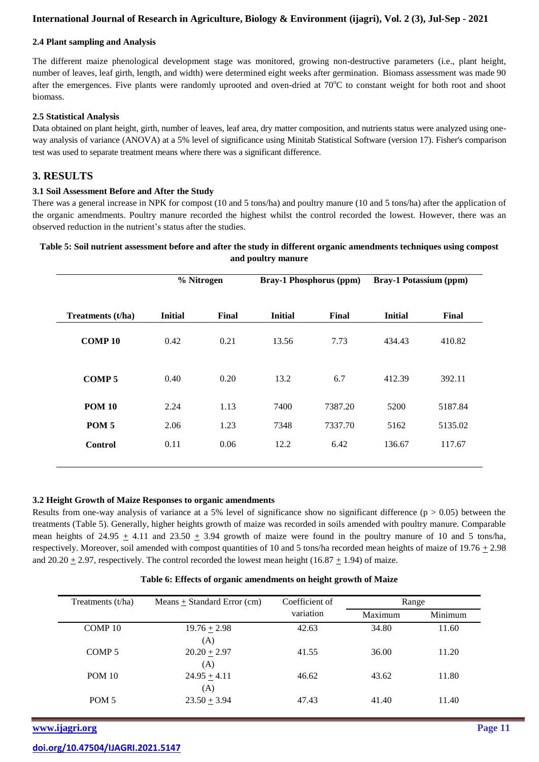### 2.4 Plant sampling and Analysis

The different maize phenological development stage was monitored, growing non-destructive parameters (i.e., plant height, number of leaves, leaf girth, length, and width) were determined eight weeks after germination. Biomass assessment was made 90 after the emergences. Five plants were randomly uprooted and oven-dried at 70°C to constant weight for both root and shoot biomass.

### 2.5 Statistical Analysis

Data obtained on plant height, girth, number of leaves, leaf area, dry matter composition, and nutrients status were analyzed using one-way analysis of variance (ANOVA) at a 5% level of significance using Minitab Statistical Software (version 17). Fisher's comparison test was used to separate treatment means where there was a significant difference.

## 3. RESULTS

### 3.1 Soil Assessment Before and After the Study

There was a general increase in NPK for compost (10 and 5 tons/ha) and poultry manure (10 and 5 tons/ha) after the application of the organic amendments. Poultry manure recorded the highest whilst the control recorded the lowest. However, there was an observed reduction in the nutrient's status after the studies.

**Table 5: Soil nutrient assessment before and after the study in different organic amendments techniques using compost and poultry manure**

| | % Nitrogen | | Bray-1 Phosphorus (ppm) | | Bray-1 Potassium (ppm) | |
|---|---|---|---|---|---|---|
| **Treatments (t/ha)** | **Initial** | **Final** | **Initial** | **Final** | **Initial** | **Final** |
| **COMP 10** | 0.42 | 0.21 | 13.56 | 7.73 | 434.43 | 410.82 |
| **COMP 5** | 0.40 | 0.20 | 13.2 | 6.7 | 412.39 | 392.11 |
| **POM 10** | 2.24 | 1.13 | 7400 | 7387.20 | 5200 | 5187.84 |
| **POM 5** | 2.06 | 1.23 | 7348 | 7337.70 | 5162 | 5135.02 |
| **Control** | 0.11 | 0.06 | 12.2 | 6.42 | 136.67 | 117.67 |

### 3.2 Height Growth of Maize Responses to organic amendments

Results from one-way analysis of variance at a 5% level of significance show no significant difference ($p > 0.05$) between the treatments (Table 5). Generally, higher heights growth of maize was recorded in soils amended with poultry manure. Comparable mean heights of 24.95 ± 4.11 and 23.50 ± 3.94 growth of maize were found in the poultry manure of 10 and 5 tons/ha, respectively. Moreover, soil amended with compost quantities of 10 and 5 tons/ha recorded mean heights of maize of 19.76 ± 2.98 and 20.20 ± 2.97, respectively. The control recorded the lowest mean height (16.87 ± 1.94) of maize.

**Table 6: Effects of organic amendments on height growth of Maize**

| Treatments (t/ha) | Means ± Standard Error (cm) | Coefficient of variation | Range | |
|---|---|---|---|---|
| | | | Maximum | Minimum |
| COMP 10 | 19.76 ± 2.98 (A) | 42.63 | 34.80 | 11.60 |
| COMP 5 | 20.20 ± 2.97 (A) | 41.55 | 36.00 | 11.20 |
| POM 10 | 24.95 ± 4.11 (A) | 46.62 | 43.62 | 11.80 |
| POM 5 | 23.50 ± 3.94 | 47.43 | 41.40 | 11.40 |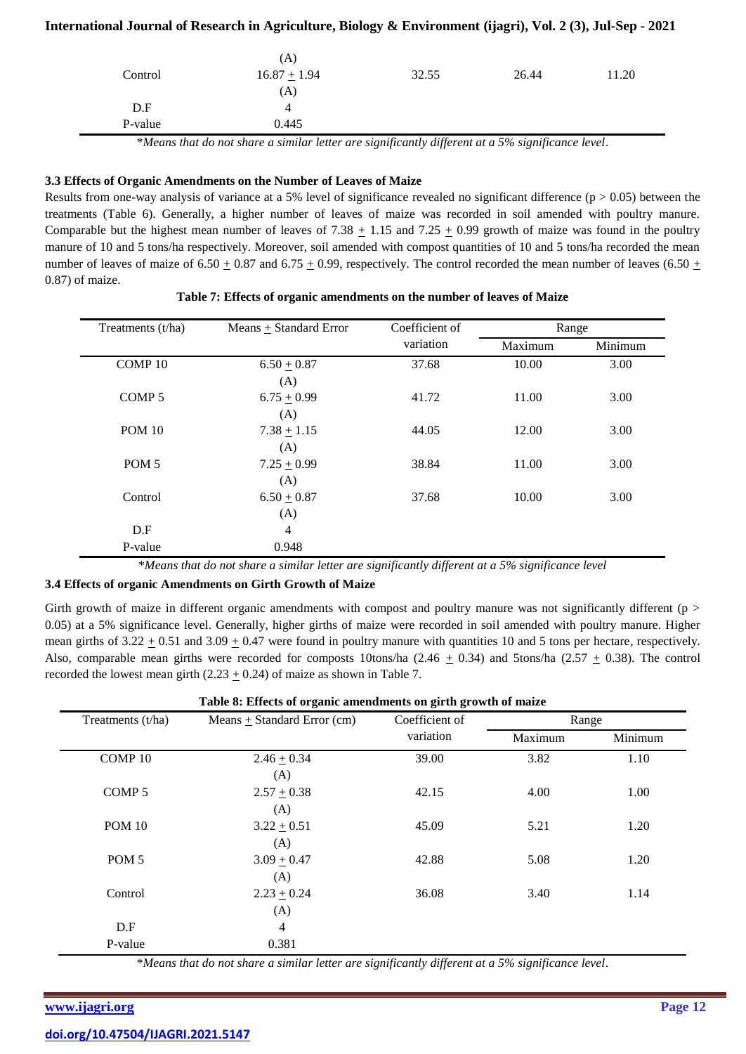| | (A) | | | |
|---|---|---|---|---|
| Control | 16.87 + 1.94 | 32.55 | 26.44 | 11.20 |
| | (A) | | | |
| D.F | 4 | | | |
| P-value | 0.445 | | | |

*\*Means that do not share a similar letter are significantly different at a 5% significance level.*

### 3.3 Effects of Organic Amendments on the Number of Leaves of Maize

Results from one-way analysis of variance at a 5% level of significance revealed no significant difference ($p > 0.05$) between the treatments (Table 6). Generally, a higher number of leaves of maize was recorded in soil amended with poultry manure. Comparable but the highest mean number of leaves of 7.38 + 1.15 and 7.25 + 0.99 growth of maize was found in the poultry manure of 10 and 5 tons/ha respectively. Moreover, soil amended with compost quantities of 10 and 5 tons/ha recorded the mean number of leaves of maize of 6.50 + 0.87 and 6.75 + 0.99, respectively. The control recorded the mean number of leaves (6.50 + 0.87) of maize.

**Table 7: Effects of organic amendments on the number of leaves of Maize**

| Treatments (t/ha) | Means + Standard Error | Coefficient of variation | Range | |
|---|---|---|---|---|
| | | | Maximum | Minimum |
| COMP 10 | 6.50 + 0.87 (A) | 37.68 | 10.00 | 3.00 |
| COMP 5 | 6.75 + 0.99 (A) | 41.72 | 11.00 | 3.00 |
| POM 10 | 7.38 + 1.15 (A) | 44.05 | 12.00 | 3.00 |
| POM 5 | 7.25 + 0.99 (A) | 38.84 | 11.00 | 3.00 |
| Control | 6.50 + 0.87 (A) | 37.68 | 10.00 | 3.00 |
| D.F | 4 | | | |
| P-value | 0.948 | | | |

*\*Means that do not share a similar letter are significantly different at a 5% significance level*

### 3.4 Effects of organic Amendments on Girth Growth of Maize

Girth growth of maize in different organic amendments with compost and poultry manure was not significantly different ($p > 0.05$) at a 5% significance level. Generally, higher girths of maize were recorded in soil amended with poultry manure. Higher mean girths of 3.22 + 0.51 and 3.09 + 0.47 were found in poultry manure with quantities 10 and 5 tons per hectare, respectively. Also, comparable mean girths were recorded for composts 10tons/ha (2.46 + 0.34) and 5tons/ha (2.57 + 0.38). The control recorded the lowest mean girth (2.23 + 0.24) of maize as shown in Table 7.

**Table 8: Effects of organic amendments on girth growth of maize**

| Treatments (t/ha) | Means + Standard Error (cm) | Coefficient of variation | Range | |
|---|---|---|---|---|
| | | | Maximum | Minimum |
| COMP 10 | 2.46 + 0.34 (A) | 39.00 | 3.82 | 1.10 |
| COMP 5 | 2.57 + 0.38 (A) | 42.15 | 4.00 | 1.00 |
| POM 10 | 3.22 + 0.51 (A) | 45.09 | 5.21 | 1.20 |
| POM 5 | 3.09 + 0.47 (A) | 42.88 | 5.08 | 1.20 |
| Control | 2.23 + 0.24 (A) | 36.08 | 3.40 | 1.14 |
| D.F | 4 | | | |
| P-value | 0.381 | | | |

*\*Means that do not share a similar letter are significantly different at a 5% significance level.*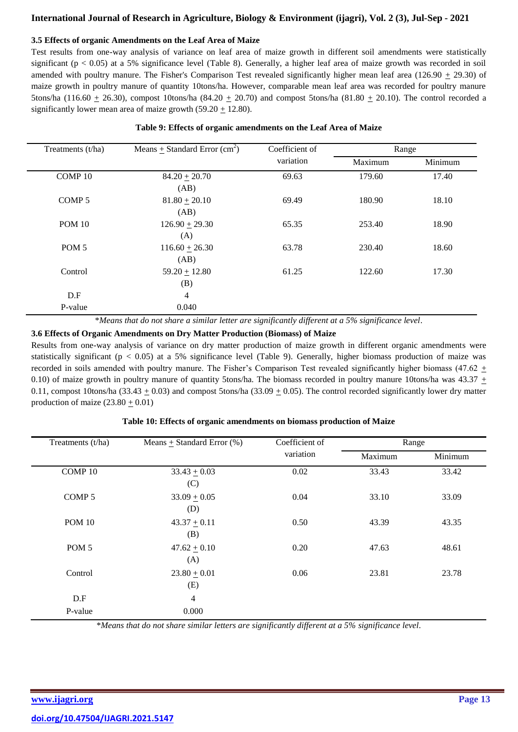### 3.5 Effects of organic Amendments on the Leaf Area of Maize

Test results from one-way analysis of variance on leaf area of maize growth in different soil amendments were statistically significant ($p < 0.05$) at a 5% significance level (Table 8). Generally, a higher leaf area of maize growth was recorded in soil amended with poultry manure. The Fisher's Comparison Test revealed significantly higher mean leaf area (126.90 ± 29.30) of maize growth in poultry manure of quantity 10tons/ha. However, comparable mean leaf area was recorded for poultry manure 5tons/ha (116.60 ± 26.30), compost 10tons/ha (84.20 ± 20.70) and compost 5tons/ha (81.80 ± 20.10). The control recorded a significantly lower mean area of maize growth (59.20 ± 12.80).

**Table 9: Effects of organic amendments on the Leaf Area of Maize**

| Treatments (t/ha) | Means ± Standard Error ($cm^2$) | Coefficient of variation | Range | |
|---|---|---|---|---|
| | | | Maximum | Minimum |
| COMP 10 | 84.20 ± 20.70 (AB) | 69.63 | 179.60 | 17.40 |
| COMP 5 | 81.80 ± 20.10 (AB) | 69.49 | 180.90 | 18.10 |
| POM 10 | 126.90 ± 29.30 (A) | 65.35 | 253.40 | 18.90 |
| POM 5 | 116.60 ± 26.30 (AB) | 63.78 | 230.40 | 18.60 |
| Control | 59.20 ± 12.80 (B) | 61.25 | 122.60 | 17.30 |
| D.F | 4 | | | |
| P-value | 0.040 | | | |

**Means that do not share a similar letter are significantly different at a 5% significance level.*

### 3.6 Effects of Organic Amendments on Dry Matter Production (Biomass) of Maize

Results from one-way analysis of variance on dry matter production of maize growth in different organic amendments were statistically significant ($p < 0.05$) at a 5% significance level (Table 9). Generally, higher biomass production of maize was recorded in soils amended with poultry manure. The Fisher's Comparison Test revealed significantly higher biomass (47.62 ± 0.10) of maize growth in poultry manure of quantity 5tons/ha. The biomass recorded in poultry manure 10tons/ha was 43.37 ± 0.11, compost 10tons/ha (33.43 ± 0.03) and compost 5tons/ha (33.09 ± 0.05). The control recorded significantly lower dry matter production of maize (23.80 ± 0.01)

**Table 10: Effects of organic amendments on biomass production of Maize**

| Treatments (t/ha) | Means ± Standard Error (%) | Coefficient of variation | Range | |
|---|---|---|---|---|
| | | | Maximum | Minimum |
| COMP 10 | 33.43 ± 0.03 (C) | 0.02 | 33.43 | 33.42 |
| COMP 5 | 33.09 ± 0.05 (D) | 0.04 | 33.10 | 33.09 |
| POM 10 | 43.37 ± 0.11 (B) | 0.50 | 43.39 | 43.35 |
| POM 5 | 47.62 ± 0.10 (A) | 0.20 | 47.63 | 48.61 |
| Control | 23.80 ± 0.01 (E) | 0.06 | 23.81 | 23.78 |
| D.F | 4 | | | |
| P-value | 0.000 | | | |

**Means that do not share similar letters are significantly different at a 5% significance level.*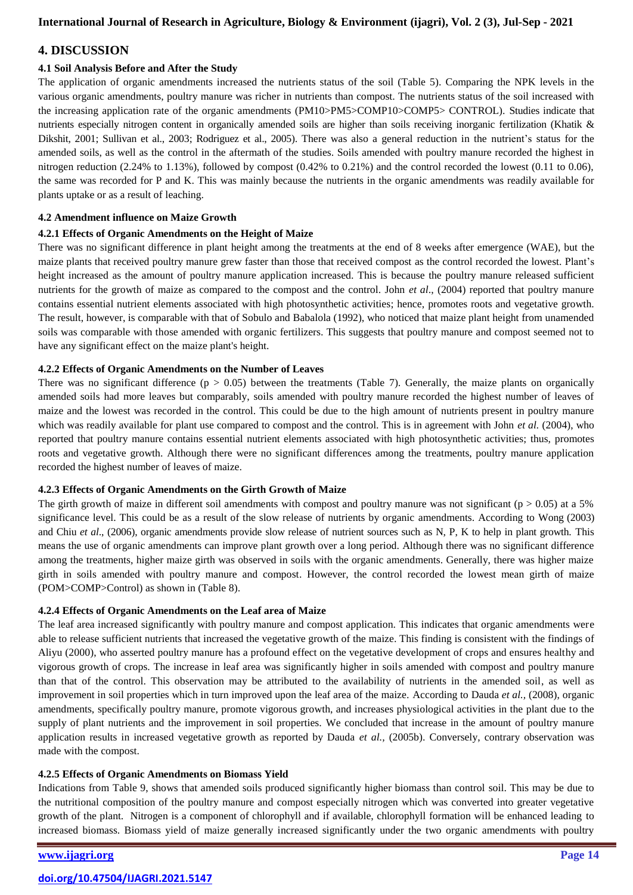## 4. DISCUSSION

### 4.1 Soil Analysis Before and After the Study

The application of organic amendments increased the nutrients status of the soil (Table 5). Comparing the NPK levels in the various organic amendments, poultry manure was richer in nutrients than compost. The nutrients status of the soil increased with the increasing application rate of the organic amendments (PM10>PM5>COMP10>COMP5> CONTROL). Studies indicate that nutrients especially nitrogen content in organically amended soils are higher than soils receiving inorganic fertilization (Khatik & Dikshit, 2001; Sullivan et al., 2003; Rodriguez et al., 2005). There was also a general reduction in the nutrient's status for the amended soils, as well as the control in the aftermath of the studies. Soils amended with poultry manure recorded the highest in nitrogen reduction (2.24% to 1.13%), followed by compost (0.42% to 0.21%) and the control recorded the lowest (0.11 to 0.06), the same was recorded for P and K. This was mainly because the nutrients in the organic amendments was readily available for plants uptake or as a result of leaching.

### 4.2 Amendment influence on Maize Growth

#### 4.2.1 Effects of Organic Amendments on the Height of Maize

There was no significant difference in plant height among the treatments at the end of 8 weeks after emergence (WAE), but the maize plants that received poultry manure grew faster than those that received compost as the control recorded the lowest. Plant's height increased as the amount of poultry manure application increased. This is because the poultry manure released sufficient nutrients for the growth of maize as compared to the compost and the control. John *et al*., (2004) reported that poultry manure contains essential nutrient elements associated with high photosynthetic activities; hence, promotes roots and vegetative growth. The result, however, is comparable with that of Sobulo and Babalola (1992), who noticed that maize plant height from unamended soils was comparable with those amended with organic fertilizers. This suggests that poultry manure and compost seemed not to have any significant effect on the maize plant's height.

#### 4.2.2 Effects of Organic Amendments on the Number of Leaves

There was no significant difference ($p > 0.05$) between the treatments (Table 7). Generally, the maize plants on organically amended soils had more leaves but comparably, soils amended with poultry manure recorded the highest number of leaves of maize and the lowest was recorded in the control. This could be due to the high amount of nutrients present in poultry manure which was readily available for plant use compared to compost and the control. This is in agreement with John *et al.* (2004), who reported that poultry manure contains essential nutrient elements associated with high photosynthetic activities; thus, promotes roots and vegetative growth. Although there were no significant differences among the treatments, poultry manure application recorded the highest number of leaves of maize.

#### 4.2.3 Effects of Organic Amendments on the Girth Growth of Maize

The girth growth of maize in different soil amendments with compost and poultry manure was not significant ($p > 0.05$) at a 5% significance level. This could be as a result of the slow release of nutrients by organic amendments. According to Wong (2003) and Chiu *et al*., (2006), organic amendments provide slow release of nutrient sources such as N, P, K to help in plant growth. This means the use of organic amendments can improve plant growth over a long period. Although there was no significant difference among the treatments, higher maize girth was observed in soils with the organic amendments. Generally, there was higher maize girth in soils amended with poultry manure and compost. However, the control recorded the lowest mean girth of maize (POM>COMP>Control) as shown in (Table 8).

#### 4.2.4 Effects of Organic Amendments on the Leaf area of Maize

The leaf area increased significantly with poultry manure and compost application. This indicates that organic amendments were able to release sufficient nutrients that increased the vegetative growth of the maize. This finding is consistent with the findings of Aliyu (2000), who asserted poultry manure has a profound effect on the vegetative development of crops and ensures healthy and vigorous growth of crops. The increase in leaf area was significantly higher in soils amended with compost and poultry manure than that of the control. This observation may be attributed to the availability of nutrients in the amended soil, as well as improvement in soil properties which in turn improved upon the leaf area of the maize. According to Dauda *et al.,* (2008), organic amendments, specifically poultry manure, promote vigorous growth, and increases physiological activities in the plant due to the supply of plant nutrients and the improvement in soil properties. We concluded that increase in the amount of poultry manure application results in increased vegetative growth as reported by Dauda *et al.,* (2005b). Conversely, contrary observation was made with the compost.

#### 4.2.5 Effects of Organic Amendments on Biomass Yield

Indications from Table 9, shows that amended soils produced significantly higher biomass than control soil. This may be due to the nutritional composition of the poultry manure and compost especially nitrogen which was converted into greater vegetative growth of the plant. Nitrogen is a component of chlorophyll and if available, chlorophyll formation will be enhanced leading to increased biomass. Biomass yield of maize generally increased significantly under the two organic amendments with poultry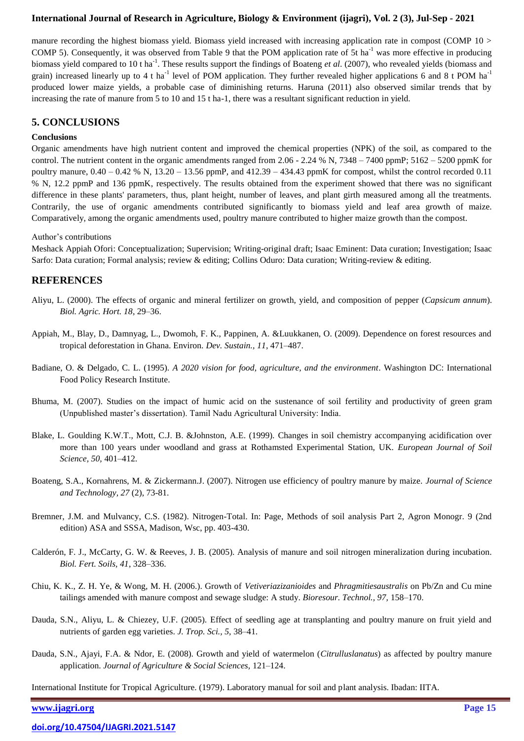manure recording the highest biomass yield. Biomass yield increased with increasing application rate in compost (COMP 10 > COMP 5). Consequently, it was observed from Table 9 that the POM application rate of 5t ha$^{-1}$ was more effective in producing biomass yield compared to 10 t ha$^{-1}$. These results support the findings of Boateng *et al*. (2007), who revealed yields (biomass and grain) increased linearly up to 4 t ha$^{-1}$ level of POM application. They further revealed higher applications 6 and 8 t POM ha$^{-1}$ produced lower maize yields, a probable case of diminishing returns. Haruna (2011) also observed similar trends that by increasing the rate of manure from 5 to 10 and 15 t ha-1, there was a resultant significant reduction in yield.

## 5. CONCLUSIONS

**Conclusions**

Organic amendments have high nutrient content and improved the chemical properties (NPK) of the soil, as compared to the control. The nutrient content in the organic amendments ranged from 2.06 - 2.24 % N, 7348 – 7400 ppmP; 5162 – 5200 ppmK for poultry manure, 0.40 – 0.42 % N, 13.20 – 13.56 ppmP, and 412.39 – 434.43 ppmK for compost, whilst the control recorded 0.11 % N, 12.2 ppmP and 136 ppmK, respectively. The results obtained from the experiment showed that there was no significant difference in these plants' parameters, thus, plant height, number of leaves, and plant girth measured among all the treatments. Contrarily, the use of organic amendments contributed significantly to biomass yield and leaf area growth of maize. Comparatively, among the organic amendments used, poultry manure contributed to higher maize growth than the compost.

Author's contributions

Meshack Appiah Ofori: Conceptualization; Supervision; Writing-original draft; Isaac Eminent: Data curation; Investigation; Isaac Sarfo: Data curation; Formal analysis; review & editing; Collins Oduro: Data curation; Writing-review & editing.

## REFERENCES

Aliyu, L. (2000). The effects of organic and mineral fertilizer on growth, yield, and composition of pepper (*Capsicum annum*). *Biol. Agric. Hort. 18*, 29–36.

Appiah, M., Blay, D., Damnyag, L., Dwomoh, F. K., Pappinen, A. &Luukkanen, O. (2009). Dependence on forest resources and tropical deforestation in Ghana. Environ. *Dev. Sustain., 11,* 471–487.

Badiane, O. & Delgado, C. L. (1995). *A 2020 vision for food, agriculture, and the environment*. Washington DC: International Food Policy Research Institute.

Bhuma, M. (2007). Studies on the impact of humic acid on the sustenance of soil fertility and productivity of green gram (Unpublished master's dissertation). Tamil Nadu Agricultural University: India.

Blake, L. Goulding K.W.T., Mott, C.J. B. &Johnston, A.E. (1999). Changes in soil chemistry accompanying acidification over more than 100 years under woodland and grass at Rothamsted Experimental Station, UK. *European Journal of Soil Science, 50,* 401–412.

Boateng, S.A., Kornahrens, M. & Zickermann.J. (2007). Nitrogen use efficiency of poultry manure by maize. *Journal of Science and Technology, 27* (2), 73-81.

Bremner, J.M. and Mulvancy, C.S. (1982). Nitrogen-Total. In: Page, Methods of soil analysis Part 2, Agron Monogr. 9 (2nd edition) ASA and SSSA, Madison, Wsc, pp. 403-430.

Calderón, F. J., McCarty, G. W. & Reeves, J. B. (2005). Analysis of manure and soil nitrogen mineralization during incubation. *Biol. Fert. Soils*, *41*, 328–336.

Chiu, K. K., Z. H. Ye, & Wong, M. H. (2006.). Growth of *Vetiveriazizanioides* and *Phragmitiesaustralis* on Pb/Zn and Cu mine tailings amended with manure compost and sewage sludge: A study. *Bioresour. Technol., 97,* 158–170.

Dauda, S.N., Aliyu, L. & Chiezey, U.F. (2005). Effect of seedling age at transplanting and poultry manure on fruit yield and nutrients of garden egg varieties. *J. Trop. Sci., 5,* 38–41.

Dauda, S.N., Ajayi, F.A. & Ndor, E. (2008). Growth and yield of watermelon (*Citrulluslanatus*) as affected by poultry manure application. *Journal of Agriculture & Social Sciences*, 121–124.

International Institute for Tropical Agriculture. (1979). Laboratory manual for soil and plant analysis. Ibadan: IITA.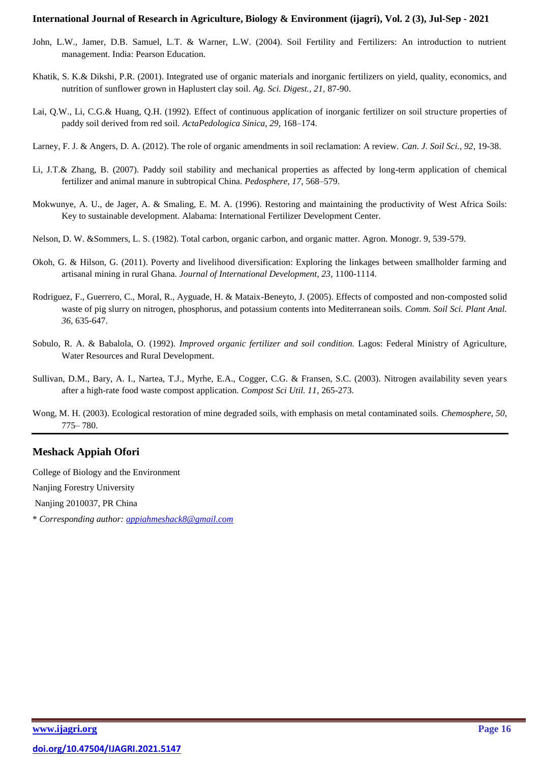John, L.W., Jamer, D.B. Samuel, L.T. & Warner, L.W. (2004). Soil Fertility and Fertilizers: An introduction to nutrient management. India: Pearson Education.

Khatik, S. K.& Dikshi, P.R. (2001). Integrated use of organic materials and inorganic fertilizers on yield, quality, economics, and nutrition of sunflower grown in Haplustert clay soil. *Ag. Sci. Digest., 21*, 87-90.

Lai, Q.W., Li, C.G.& Huang, Q.H. (1992). Effect of continuous application of inorganic fertilizer on soil structure properties of paddy soil derived from red soil. *ActaPedologica Sinica, 29*, 168–174.

Larney, F. J. & Angers, D. A. (2012). The role of organic amendments in soil reclamation: A review. *Can. J. Soil Sci., 92*, 19-38.

Li, J.T.& Zhang, B. (2007). Paddy soil stability and mechanical properties as affected by long-term application of chemical fertilizer and animal manure in subtropical China. *Pedosphere, 17*, 568–579.

Mokwunye, A. U., de Jager, A. & Smaling, E. M. A. (1996). Restoring and maintaining the productivity of West Africa Soils: Key to sustainable development. Alabama: International Fertilizer Development Center.

Nelson, D. W. &Sommers, L. S. (1982). Total carbon, organic carbon, and organic matter. Agron. Monogr. 9, 539-579.

Okoh, G. & Hilson, G. (2011). Poverty and livelihood diversification: Exploring the linkages between smallholder farming and artisanal mining in rural Ghana. *Journal of International Development, 23*, 1100-1114.

Rodriguez, F., Guerrero, C., Moral, R., Ayguade, H. & Mataix-Beneyto, J. (2005). Effects of composted and non-composted solid waste of pig slurry on nitrogen, phosphorus, and potassium contents into Mediterranean soils. *Comm. Soil Sci. Plant Anal. 36*, 635-647.

Sobulo, R. A. & Babalola, O. (1992). *Improved organic fertilizer and soil condition.* Lagos: Federal Ministry of Agriculture, Water Resources and Rural Development.

Sullivan, D.M., Bary, A. I., Nartea, T.J., Myrhe, E.A., Cogger, C.G. & Fransen, S.C. (2003). Nitrogen availability seven years after a high-rate food waste compost application. *Compost Sci Util. 11*, 265-273.

Wong, M. H. (2003). Ecological restoration of mine degraded soils, with emphasis on metal contaminated soils. *Chemosphere, 50*, 775– 780.

## Meshack Appiah Ofori

College of Biology and the Environment

Nanjing Forestry University

Nanjing 2010037, PR China

\* *Corresponding author: appiahmeshack8@gmail.com*